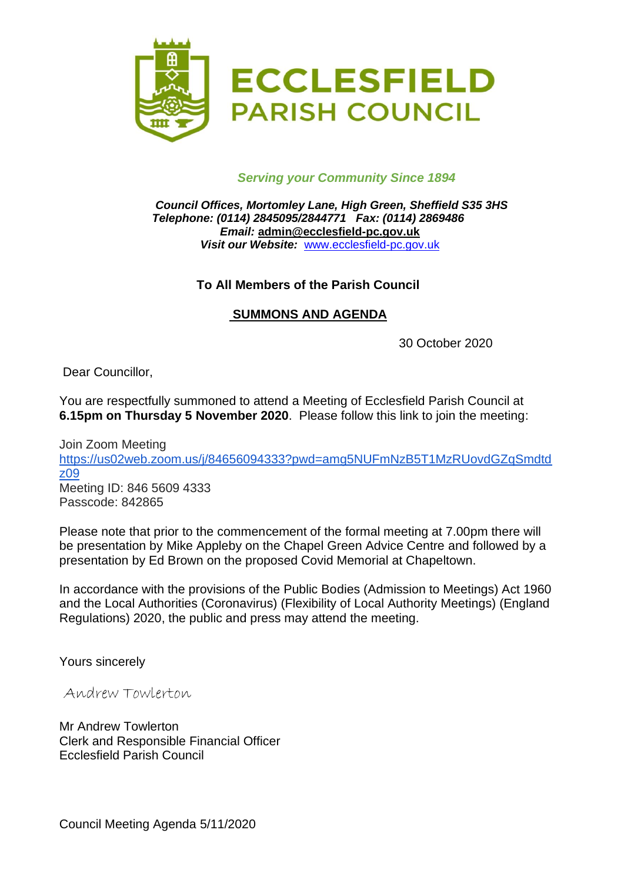# ECCLESFIELD PARISH COUNCIL

*Serving your Community Since 1894*

***Council Offices, Mortomley Lane, High Green, Sheffield S35 3HS***
***Telephone: (0114) 2845095/2844771 Fax: (0114) 2869486***
***Email:* admin@ecclesfield-pc.gov.uk**
***Visit our Website:*** www.ecclesfield-pc.gov.uk

**To All Members of the Parish Council**

**SUMMONS AND AGENDA**

30 October 2020

Dear Councillor,

You are respectfully summoned to attend a Meeting of Ecclesfield Parish Council at **6.15pm on Thursday 5 November 2020**. Please follow this link to join the meeting:

Join Zoom Meeting
https://us02web.zoom.us/j/84656094333?pwd=amg5NUFmNzB5T1MzRUovdGZqSmdtdz09
Meeting ID: 846 5609 4333
Passcode: 842865

Please note that prior to the commencement of the formal meeting at 7.00pm there will be presentation by Mike Appleby on the Chapel Green Advice Centre and followed by a presentation by Ed Brown on the proposed Covid Memorial at Chapeltown.

In accordance with the provisions of the Public Bodies (Admission to Meetings) Act 1960 and the Local Authorities (Coronavirus) (Flexibility of Local Authority Meetings) (England Regulations) 2020, the public and press may attend the meeting.

Yours sincerely

Andrew Towlerton

Mr Andrew Towlerton
Clerk and Responsible Financial Officer
Ecclesfield Parish Council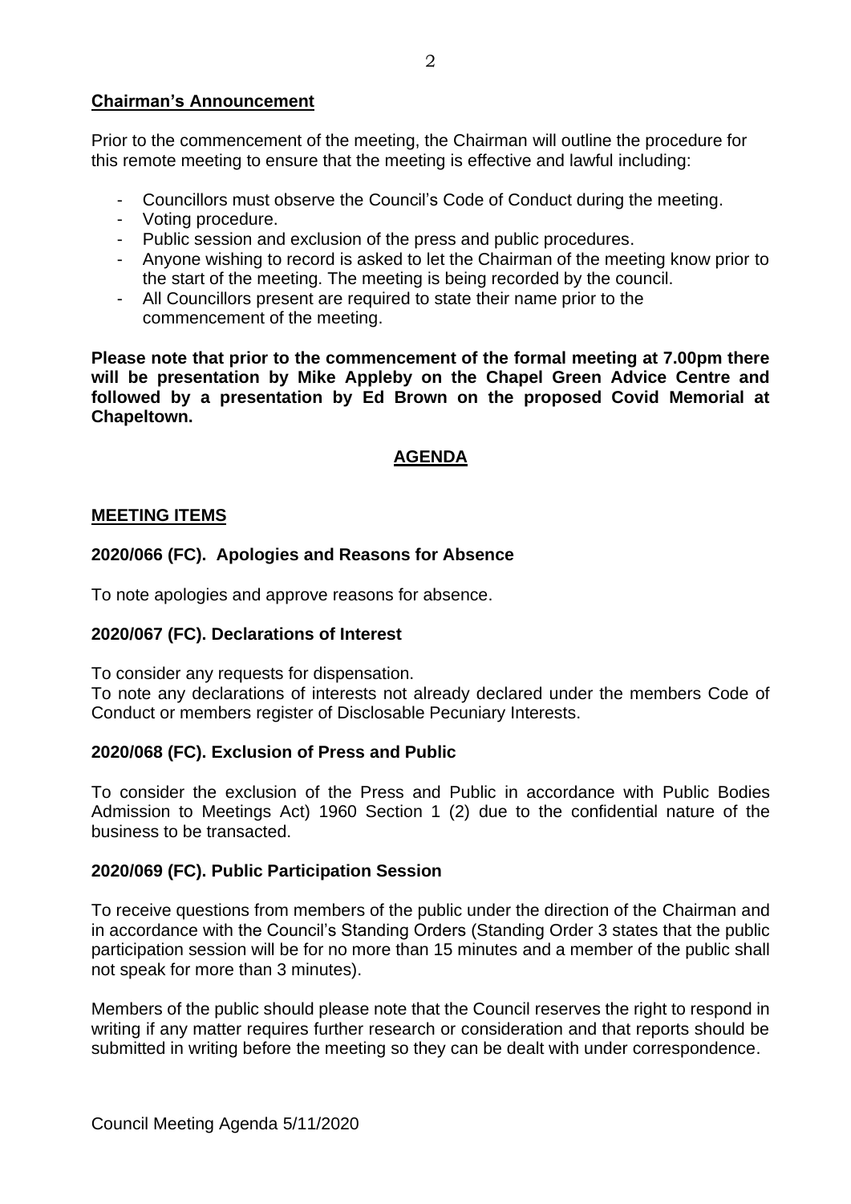**Chairman's Announcement**

Prior to the commencement of the meeting, the Chairman will outline the procedure for this remote meeting to ensure that the meeting is effective and lawful including:

- Councillors must observe the Council's Code of Conduct during the meeting.
- Voting procedure.
- Public session and exclusion of the press and public procedures.
- Anyone wishing to record is asked to let the Chairman of the meeting know prior to the start of the meeting. The meeting is being recorded by the council.
- All Councillors present are required to state their name prior to the commencement of the meeting.

**Please note that prior to the commencement of the formal meeting at 7.00pm there will be presentation by Mike Appleby on the Chapel Green Advice Centre and followed by a presentation by Ed Brown on the proposed Covid Memorial at Chapeltown.**

## AGENDA

### MEETING ITEMS

**2020/066 (FC). Apologies and Reasons for Absence**

To note apologies and approve reasons for absence.

**2020/067 (FC). Declarations of Interest**

To consider any requests for dispensation.
To note any declarations of interests not already declared under the members Code of Conduct or members register of Disclosable Pecuniary Interests.

**2020/068 (FC). Exclusion of Press and Public**

To consider the exclusion of the Press and Public in accordance with Public Bodies Admission to Meetings Act) 1960 Section 1 (2) due to the confidential nature of the business to be transacted.

**2020/069 (FC). Public Participation Session**

To receive questions from members of the public under the direction of the Chairman and in accordance with the Council's Standing Orders (Standing Order 3 states that the public participation session will be for no more than 15 minutes and a member of the public shall not speak for more than 3 minutes).

Members of the public should please note that the Council reserves the right to respond in writing if any matter requires further research or consideration and that reports should be submitted in writing before the meeting so they can be dealt with under correspondence.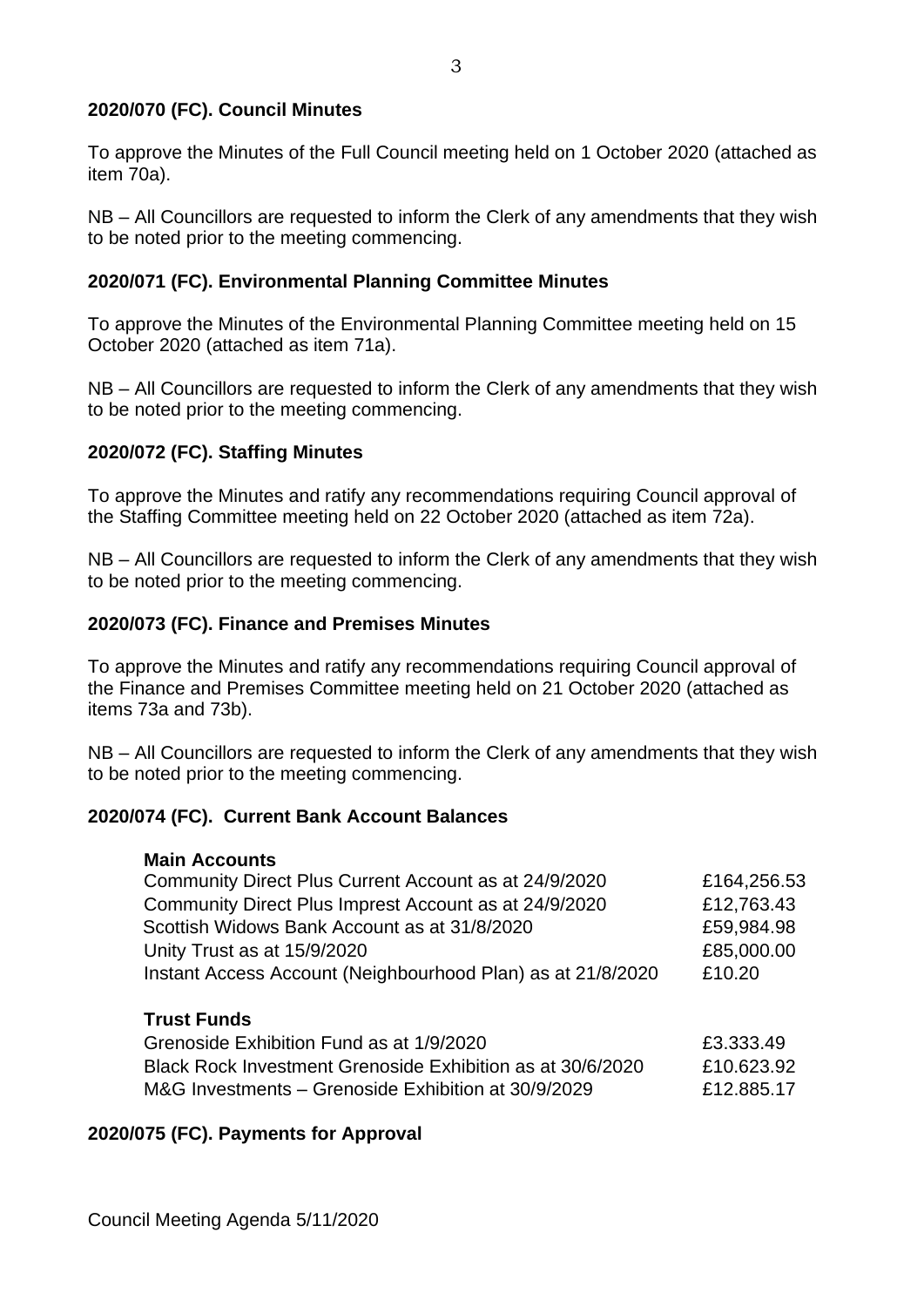**2020/070 (FC). Council Minutes**

To approve the Minutes of the Full Council meeting held on 1 October 2020 (attached as item 70a).

NB – All Councillors are requested to inform the Clerk of any amendments that they wish to be noted prior to the meeting commencing.

**2020/071 (FC). Environmental Planning Committee Minutes**

To approve the Minutes of the Environmental Planning Committee meeting held on 15 October 2020 (attached as item 71a).

NB – All Councillors are requested to inform the Clerk of any amendments that they wish to be noted prior to the meeting commencing.

**2020/072 (FC). Staffing Minutes**

To approve the Minutes and ratify any recommendations requiring Council approval of the Staffing Committee meeting held on 22 October 2020 (attached as item 72a).

NB – All Councillors are requested to inform the Clerk of any amendments that they wish to be noted prior to the meeting commencing.

**2020/073 (FC). Finance and Premises Minutes**

To approve the Minutes and ratify any recommendations requiring Council approval of the Finance and Premises Committee meeting held on 21 October 2020 (attached as items 73a and 73b).

NB – All Councillors are requested to inform the Clerk of any amendments that they wish to be noted prior to the meeting commencing.

**2020/074 (FC). Current Bank Account Balances**

**Main Accounts**

| | |
|---|---|
| Community Direct Plus Current Account as at 24/9/2020 | £164,256.53 |
| Community Direct Plus Imprest Account as at 24/9/2020 | £12,763.43 |
| Scottish Widows Bank Account as at 31/8/2020 | £59,984.98 |
| Unity Trust as at 15/9/2020 | £85,000.00 |
| Instant Access Account (Neighbourhood Plan) as at 21/8/2020 | £10.20 |

**Trust Funds**

| | |
|---|---|
| Grenoside Exhibition Fund as at 1/9/2020 | £3.333.49 |
| Black Rock Investment Grenoside Exhibition as at 30/6/2020 | £10.623.92 |
| M&G Investments – Grenoside Exhibition at 30/9/2029 | £12.885.17 |

**2020/075 (FC). Payments for Approval**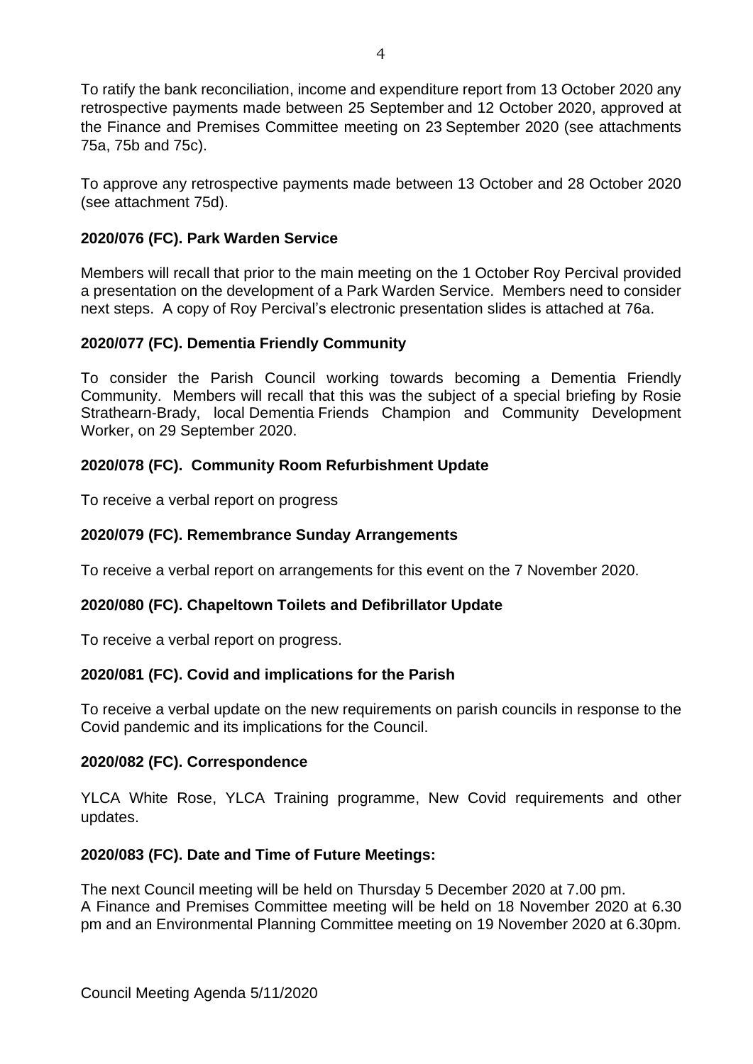To ratify the bank reconciliation, income and expenditure report from 13 October 2020 any retrospective payments made between 25 September and 12 October 2020, approved at the Finance and Premises Committee meeting on 23 September 2020 (see attachments 75a, 75b and 75c).

To approve any retrospective payments made between 13 October and 28 October 2020 (see attachment 75d).

### 2020/076 (FC). Park Warden Service

Members will recall that prior to the main meeting on the 1 October Roy Percival provided a presentation on the development of a Park Warden Service. Members need to consider next steps. A copy of Roy Percival's electronic presentation slides is attached at 76a.

### 2020/077 (FC). Dementia Friendly Community

To consider the Parish Council working towards becoming a Dementia Friendly Community. Members will recall that this was the subject of a special briefing by Rosie Strathearn-Brady, local Dementia Friends Champion and Community Development Worker, on 29 September 2020.

### 2020/078 (FC). Community Room Refurbishment Update

To receive a verbal report on progress

### 2020/079 (FC). Remembrance Sunday Arrangements

To receive a verbal report on arrangements for this event on the 7 November 2020.

### 2020/080 (FC). Chapeltown Toilets and Defibrillator Update

To receive a verbal report on progress.

### 2020/081 (FC). Covid and implications for the Parish

To receive a verbal update on the new requirements on parish councils in response to the Covid pandemic and its implications for the Council.

### 2020/082 (FC). Correspondence

YLCA White Rose, YLCA Training programme, New Covid requirements and other updates.

### 2020/083 (FC). Date and Time of Future Meetings:

The next Council meeting will be held on Thursday 5 December 2020 at 7.00 pm.
A Finance and Premises Committee meeting will be held on 18 November 2020 at 6.30 pm and an Environmental Planning Committee meeting on 19 November 2020 at 6.30pm.

Council Meeting Agenda 5/11/2020